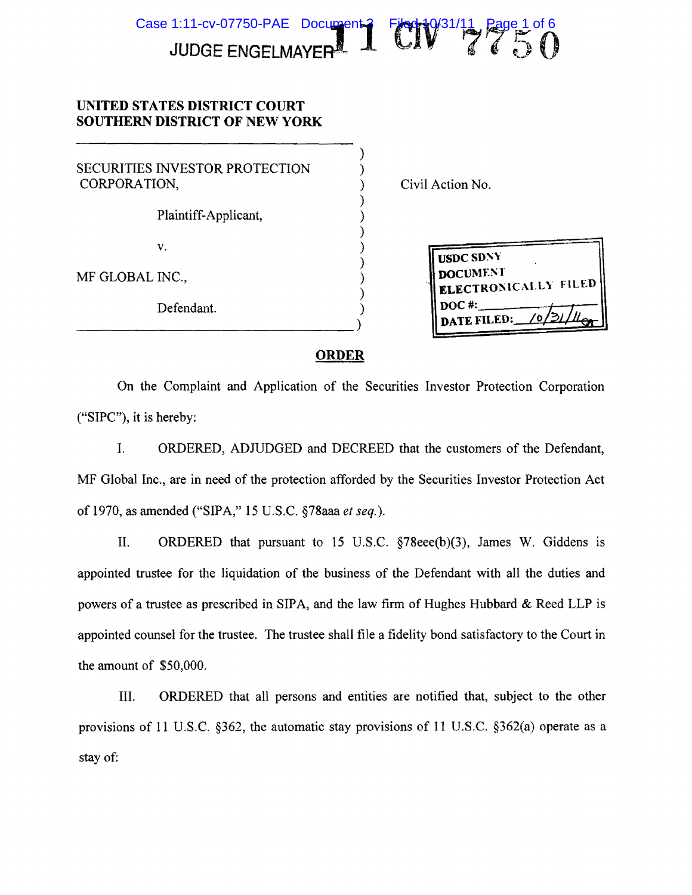JUDGE ENGELMAYER 11 CIV 7750

**UNITED STATES DISTRICT COURT**
**SOUTHERN DISTRICT OF NEW YORK**

| | |
|---|---|
| SECURITIES INVESTOR PROTECTION CORPORATION,<br><br>Plaintiff-Applicant,<br><br>v.<br><br>MF GLOBAL INC.,<br><br>Defendant. | Civil Action No. |

USDC SDNY
DOCUMENT
ELECTRONICALLY FILED
DOC #:
DATE FILED: 10/31/11

## ORDER

On the Complaint and Application of the Securities Investor Protection Corporation ("SIPC"), it is hereby:

I. ORDERED, ADJUDGED and DECREED that the customers of the Defendant, MF Global Inc., are in need of the protection afforded by the Securities Investor Protection Act of 1970, as amended ("SIPA," 15 U.S.C. §78aaa *et seq.*).

II. ORDERED that pursuant to 15 U.S.C. §78eee(b)(3), James W. Giddens is appointed trustee for the liquidation of the business of the Defendant with all the duties and powers of a trustee as prescribed in SIPA, and the law firm of Hughes Hubbard & Reed LLP is appointed counsel for the trustee. The trustee shall file a fidelity bond satisfactory to the Court in the amount of $50,000.

III. ORDERED that all persons and entities are notified that, subject to the other provisions of 11 U.S.C. §362, the automatic stay provisions of 11 U.S.C. §362(a) operate as a stay of: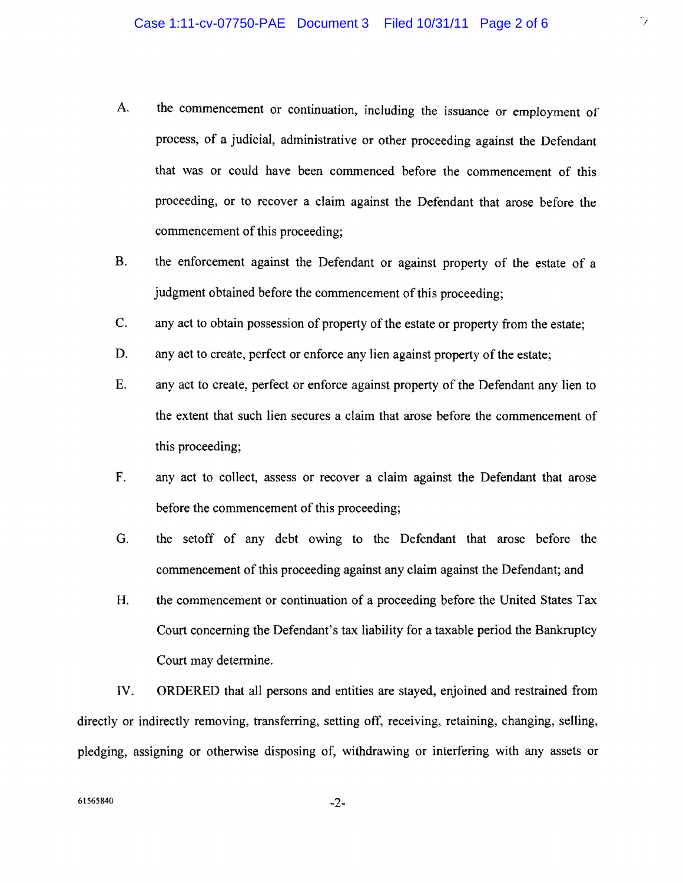A. the commencement or continuation, including the issuance or employment of process, of a judicial, administrative or other proceeding against the Defendant that was or could have been commenced before the commencement of this proceeding, or to recover a claim against the Defendant that arose before the commencement of this proceeding;

B. the enforcement against the Defendant or against property of the estate of a judgment obtained before the commencement of this proceeding;

C. any act to obtain possession of property of the estate or property from the estate;

D. any act to create, perfect or enforce any lien against property of the estate;

E. any act to create, perfect or enforce against property of the Defendant any lien to the extent that such lien secures a claim that arose before the commencement of this proceeding;

F. any act to collect, assess or recover a claim against the Defendant that arose before the commencement of this proceeding;

G. the setoff of any debt owing to the Defendant that arose before the commencement of this proceeding against any claim against the Defendant; and

H. the commencement or continuation of a proceeding before the United States Tax Court concerning the Defendant's tax liability for a taxable period the Bankruptcy Court may determine.

IV. ORDERED that all persons and entities are stayed, enjoined and restrained from directly or indirectly removing, transferring, setting off, receiving, retaining, changing, selling, pledging, assigning or otherwise disposing of, withdrawing or interfering with any assets or

61565840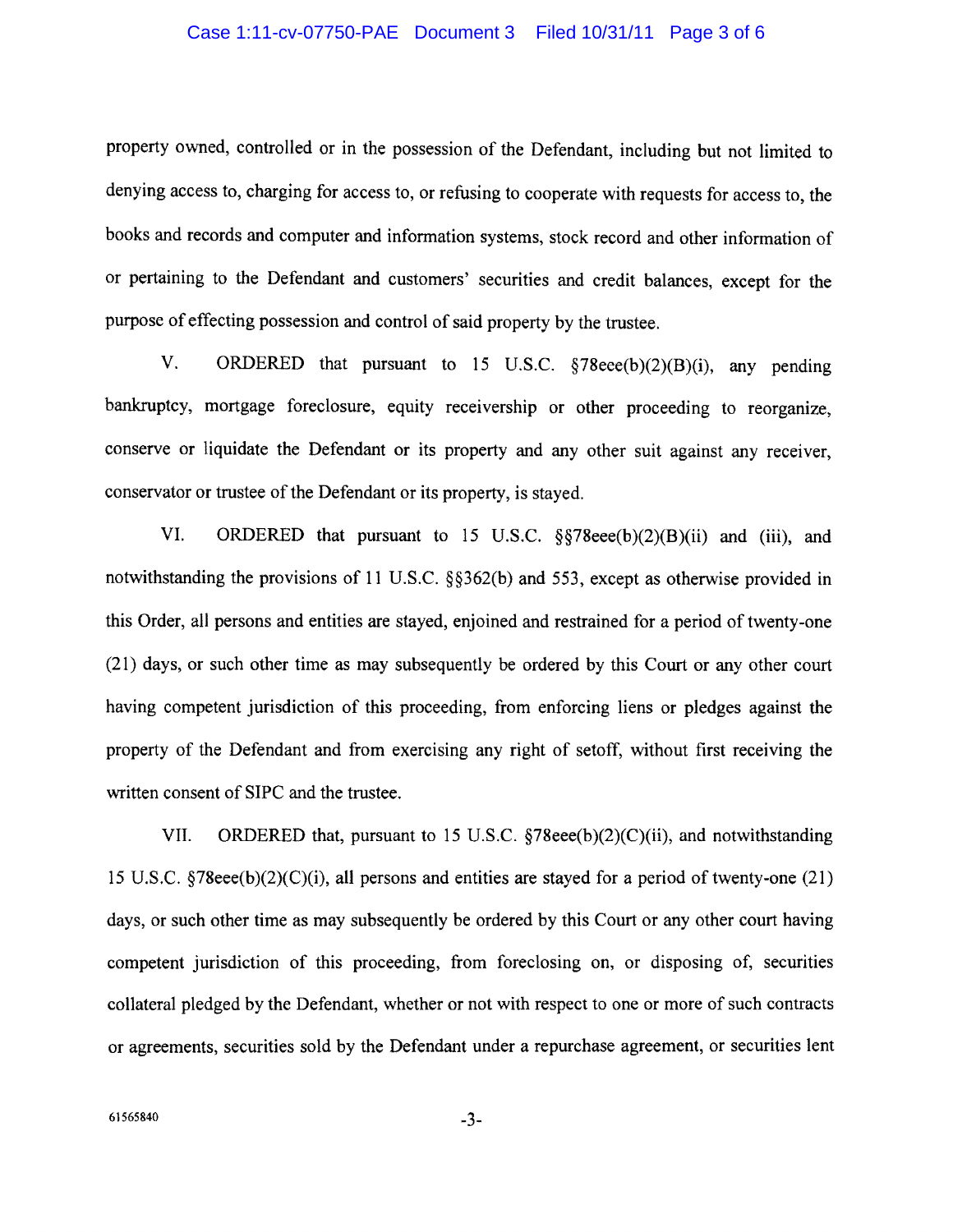property owned, controlled or in the possession of the Defendant, including but not limited to denying access to, charging for access to, or refusing to cooperate with requests for access to, the books and records and computer and information systems, stock record and other information of or pertaining to the Defendant and customers' securities and credit balances, except for the purpose of effecting possession and control of said property by the trustee.

V. ORDERED that pursuant to 15 U.S.C. §78eee(b)(2)(B)(i), any pending bankruptcy, mortgage foreclosure, equity receivership or other proceeding to reorganize, conserve or liquidate the Defendant or its property and any other suit against any receiver, conservator or trustee of the Defendant or its property, is stayed.

VI. ORDERED that pursuant to 15 U.S.C. §§78eee(b)(2)(B)(ii) and (iii), and notwithstanding the provisions of 11 U.S.C. §§362(b) and 553, except as otherwise provided in this Order, all persons and entities are stayed, enjoined and restrained for a period of twenty-one (21) days, or such other time as may subsequently be ordered by this Court or any other court having competent jurisdiction of this proceeding, from enforcing liens or pledges against the property of the Defendant and from exercising any right of setoff, without first receiving the written consent of SIPC and the trustee.

VII. ORDERED that, pursuant to 15 U.S.C. §78eee(b)(2)(C)(ii), and notwithstanding 15 U.S.C. §78eee(b)(2)(C)(i), all persons and entities are stayed for a period of twenty-one (21) days, or such other time as may subsequently be ordered by this Court or any other court having competent jurisdiction of this proceeding, from foreclosing on, or disposing of, securities collateral pledged by the Defendant, whether or not with respect to one or more of such contracts or agreements, securities sold by the Defendant under a repurchase agreement, or securities lent

61565840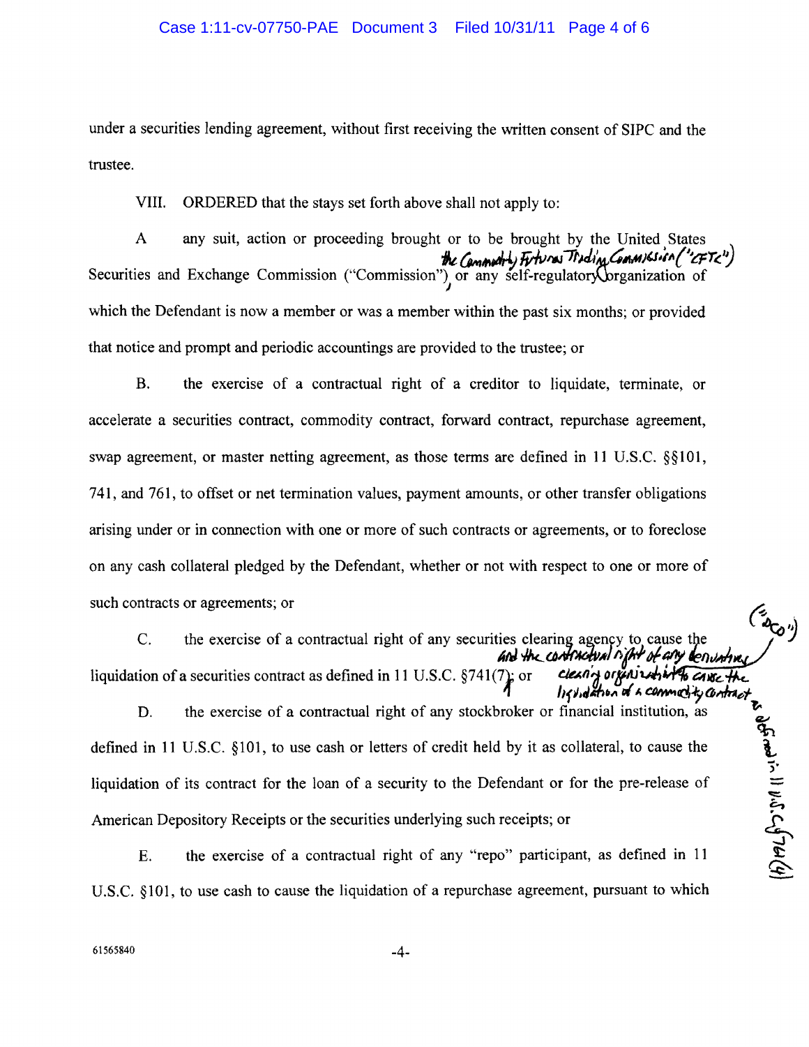under a securities lending agreement, without first receiving the written consent of SIPC and the trustee.

VIII. ORDERED that the stays set forth above shall not apply to:

A any suit, action or proceeding brought or to be brought by the United States Securities and Exchange Commission ("Commission"), the Commodity Futures Trading Commission ("CFTC") or any self-regulatory organization of which the Defendant is now a member or was a member within the past six months; or provided that notice and prompt and periodic accountings are provided to the trustee; or

B. the exercise of a contractual right of a creditor to liquidate, terminate, or accelerate a securities contract, commodity contract, forward contract, repurchase agreement, swap agreement, or master netting agreement, as those terms are defined in 11 U.S.C. §§101, 741, and 761, to offset or net termination values, payment amounts, or other transfer obligations arising under or in connection with one or more of such contracts or agreements, or to foreclose on any cash collateral pledged by the Defendant, whether or not with respect to one or more of such contracts or agreements; or

C. the exercise of a contractual right of any securities clearing agency to cause the liquidation of a securities contract as defined in 11 U.S.C. §741(7) and the contractual right of any derivatives clearing organization ("DCO") as defined in 11 U.S.C. §761(4) to cause the liquidation of a commodity contract; or

D. the exercise of a contractual right of any stockbroker or financial institution, as defined in 11 U.S.C. §101, to use cash or letters of credit held by it as collateral, to cause the liquidation of its contract for the loan of a security to the Defendant or for the pre-release of American Depository Receipts or the securities underlying such receipts; or

E. the exercise of a contractual right of any "repo" participant, as defined in 11 U.S.C. §101, to use cash to cause the liquidation of a repurchase agreement, pursuant to which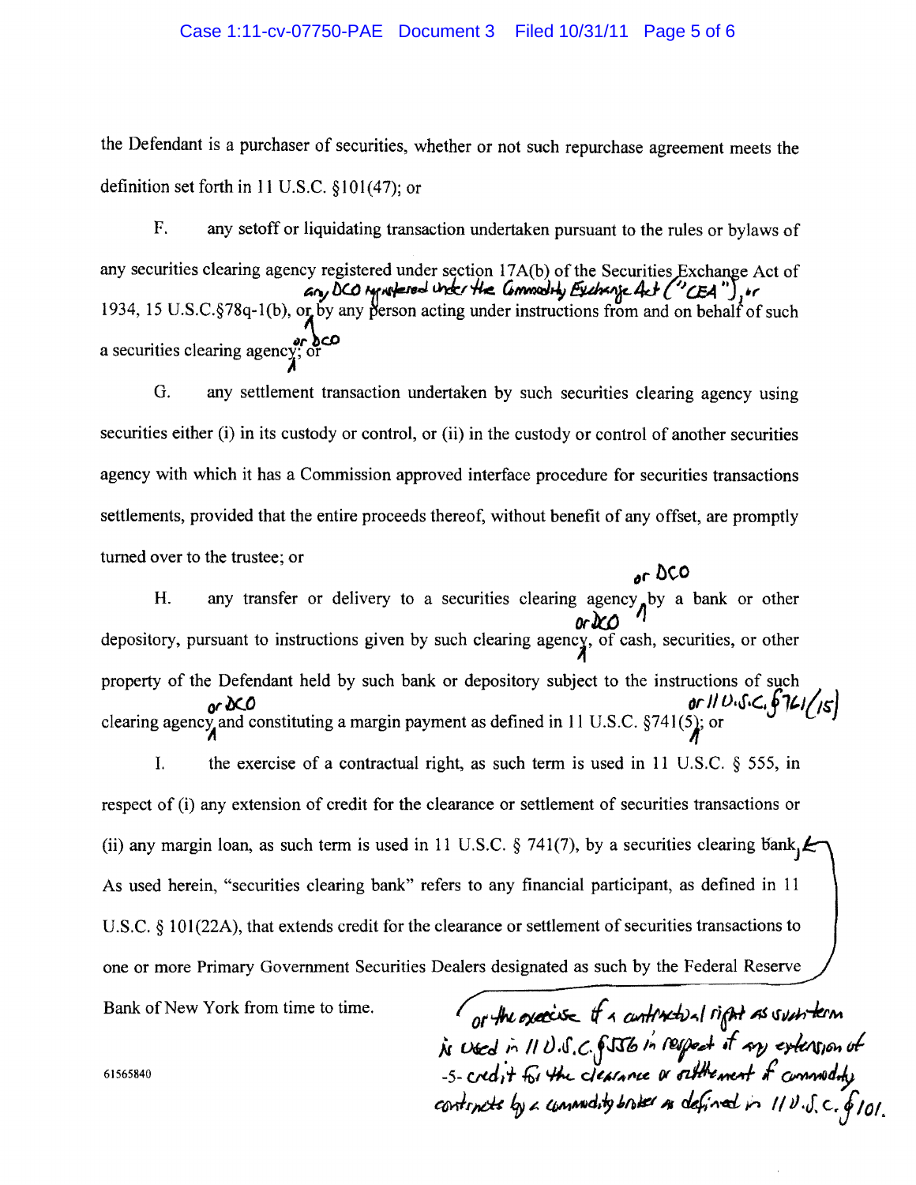the Defendant is a purchaser of securities, whether or not such repurchase agreement meets the definition set forth in 11 U.S.C. §101(47); or

F. any setoff or liquidating transaction undertaken pursuant to the rules or bylaws of any securities clearing agency registered under section 17A(b) of the Securities Exchange Act of 1934, 15 U.S.C.§78q-1(b), or *any DCO registered under the Commodity Exchange Act ("CEA"), or* by any person acting under instructions from and on behalf of such a securities clearing agency *or DCO*; or

G. any settlement transaction undertaken by such securities clearing agency using securities either (i) in its custody or control, or (ii) in the custody or control of another securities agency with which it has a Commission approved interface procedure for securities transactions settlements, provided that the entire proceeds thereof, without benefit of any offset, are promptly turned over to the trustee; or

H. any transfer or delivery to a securities clearing agency *or DCO* by a bank or other depository, pursuant to instructions given by such clearing agency *or DCO*, of cash, securities, or other property of the Defendant held by such bank or depository subject to the instructions of such clearing agency *or DCO* and constituting a margin payment as defined in 11 U.S.C. §741(5) *or 11 U.S.C. §761(15)*; or

I. the exercise of a contractual right, as such term is used in 11 U.S.C. § 555, in respect of (i) any extension of credit for the clearance or settlement of securities transactions or (ii) any margin loan, as such term is used in 11 U.S.C. § 741(7), by a securities clearing bank, *or the exercise of a contractual right as such term is used in 11 U.S.C. §556 in respect of any extension of credit for the clearance or settlement of commodity contracts by a commodity broker as defined in 11 U.S.C. §101.* As used herein, "securities clearing bank" refers to any financial participant, as defined in 11 U.S.C. § 101(22A), that extends credit for the clearance or settlement of securities transactions to one or more Primary Government Securities Dealers designated as such by the Federal Reserve Bank of New York from time to time.

61565840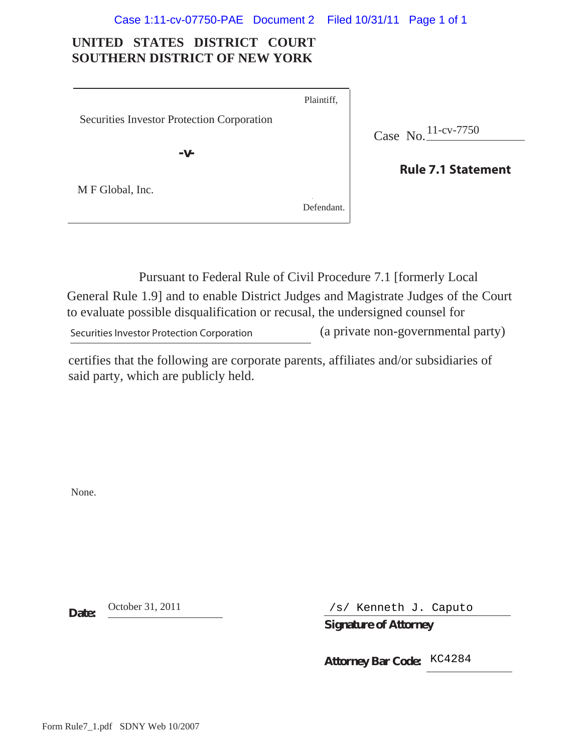**UNITED STATES DISTRICT COURT**
**SOUTHERN DISTRICT OF NEW YORK**

| | |
|---|---|
| Securities Investor Protection Corporation, Plaintiff, | Case No. 11-cv-7750 |
| -v- | **Rule 7.1 Statement** |
| M F Global, Inc., Defendant. | |

Pursuant to Federal Rule of Civil Procedure 7.1 [formerly Local General Rule 1.9] and to enable District Judges and Magistrate Judges of the Court to evaluate possible disqualification or recusal, the undersigned counsel for Securities Investor Protection Corporation (a private non-governmental party) certifies that the following are corporate parents, affiliates and/or subsidiaries of said party, which are publicly held.

None.

**Date:** October 31, 2011

/s/ Kenneth J. Caputo
**Signature of Attorney**

**Attorney Bar Code:** KC4284

Form Rule7_1.pdf SDNY Web 10/2007